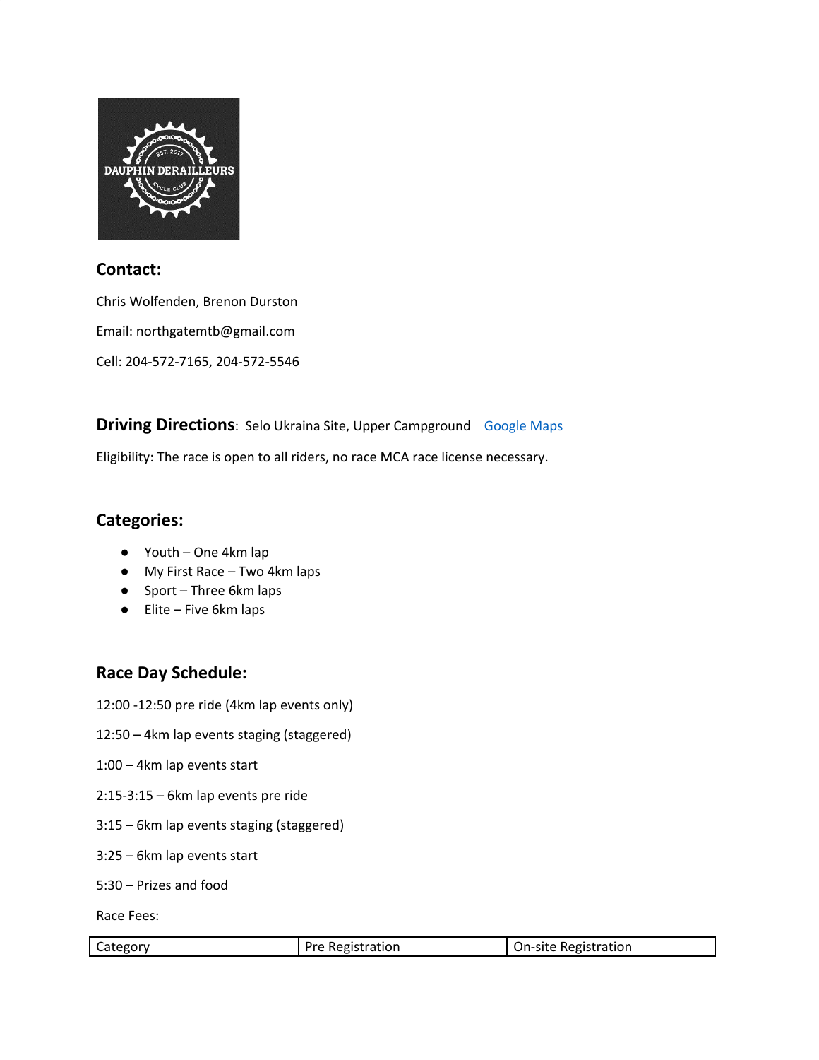## Contact:

Chris Wolfenden, Brenon Durston

Email: northgatemtb@gmail.com

Cell: 204-572-7165, 204-572-5546

**Driving Directions**: Selo Ukraina Site, Upper Campground [Google Maps]

Eligibility: The race is open to all riders, no race MCA race license necessary.

## Categories:

- Youth – One 4km lap
- My First Race – Two 4km laps
- Sport – Three 6km laps
- Elite – Five 6km laps

## Race Day Schedule:

12:00 -12:50 pre ride (4km lap events only)

12:50 – 4km lap events staging (staggered)

1:00 – 4km lap events start

2:15-3:15 – 6km lap events pre ride

3:15 – 6km lap events staging (staggered)

3:25 – 6km lap events start

5:30 – Prizes and food

Race Fees:

| Category | Pre Registration | On-site Registration |
|---|---|---|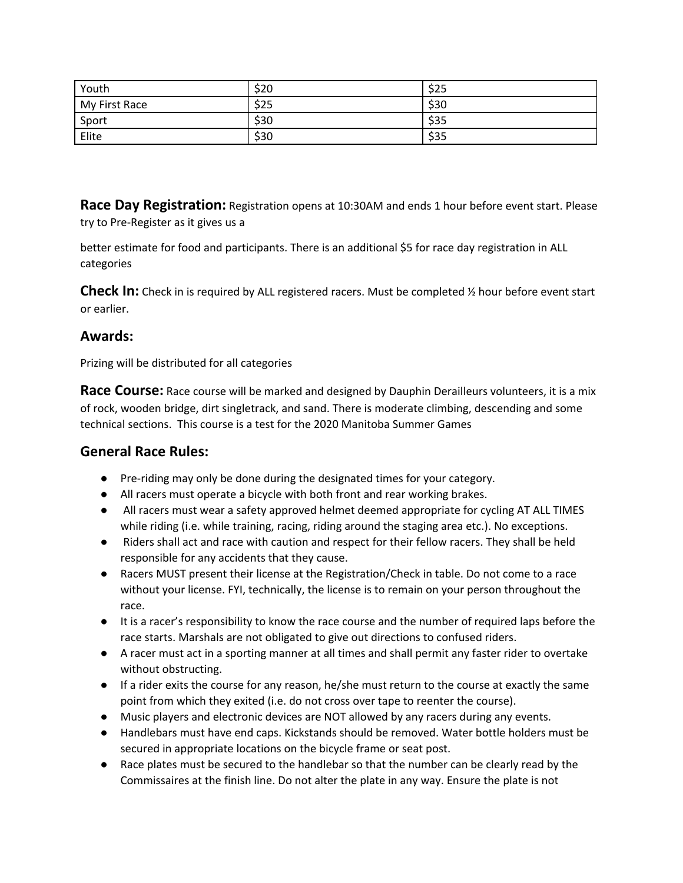| Youth | $20 | $25 |
| --- | --- | --- |
| My First Race | $25 | $30 |
| Sport | $30 | $35 |
| Elite | $30 | $35 |

**Race Day Registration:** Registration opens at 10:30AM and ends 1 hour before event start. Please try to Pre-Register as it gives us a

better estimate for food and participants. There is an additional $5 for race day registration in ALL categories

**Check In:** Check in is required by ALL registered racers. Must be completed ½ hour before event start or earlier.

## Awards:

Prizing will be distributed for all categories

**Race Course:** Race course will be marked and designed by Dauphin Derailleurs volunteers, it is a mix of rock, wooden bridge, dirt singletrack, and sand. There is moderate climbing, descending and some technical sections. This course is a test for the 2020 Manitoba Summer Games

## General Race Rules:

- Pre-riding may only be done during the designated times for your category.
- All racers must operate a bicycle with both front and rear working brakes.
- All racers must wear a safety approved helmet deemed appropriate for cycling AT ALL TIMES while riding (i.e. while training, racing, riding around the staging area etc.). No exceptions.
- Riders shall act and race with caution and respect for their fellow racers. They shall be held responsible for any accidents that they cause.
- Racers MUST present their license at the Registration/Check in table. Do not come to a race without your license. FYI, technically, the license is to remain on your person throughout the race.
- It is a racer's responsibility to know the race course and the number of required laps before the race starts. Marshals are not obligated to give out directions to confused riders.
- A racer must act in a sporting manner at all times and shall permit any faster rider to overtake without obstructing.
- If a rider exits the course for any reason, he/she must return to the course at exactly the same point from which they exited (i.e. do not cross over tape to reenter the course).
- Music players and electronic devices are NOT allowed by any racers during any events.
- Handlebars must have end caps. Kickstands should be removed. Water bottle holders must be secured in appropriate locations on the bicycle frame or seat post.
- Race plates must be secured to the handlebar so that the number can be clearly read by the Commissaires at the finish line. Do not alter the plate in any way. Ensure the plate is not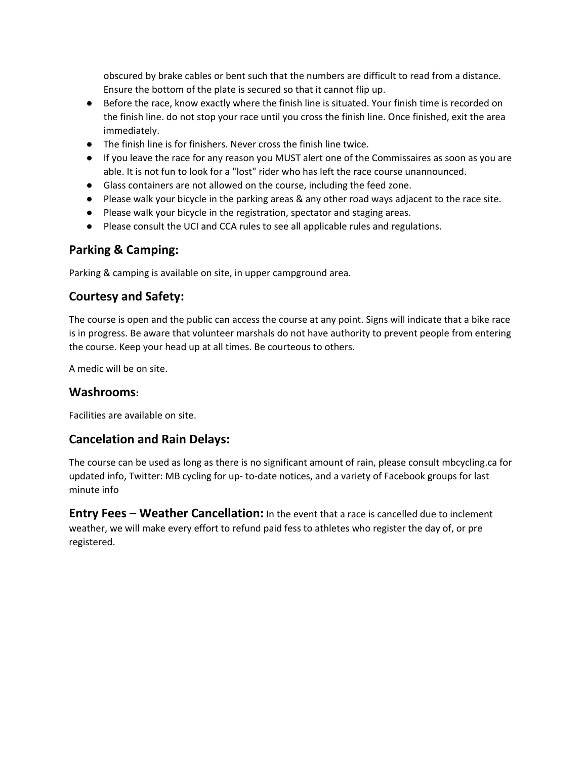obscured by brake cables or bent such that the numbers are difficult to read from a distance. Ensure the bottom of the plate is secured so that it cannot flip up.

- Before the race, know exactly where the finish line is situated. Your finish time is recorded on the finish line. do not stop your race until you cross the finish line. Once finished, exit the area immediately.
- The finish line is for finishers. Never cross the finish line twice.
- If you leave the race for any reason you MUST alert one of the Commissaires as soon as you are able. It is not fun to look for a "lost" rider who has left the race course unannounced.
- Glass containers are not allowed on the course, including the feed zone.
- Please walk your bicycle in the parking areas & any other road ways adjacent to the race site.
- Please walk your bicycle in the registration, spectator and staging areas.
- Please consult the UCI and CCA rules to see all applicable rules and regulations.

## Parking & Camping:

Parking & camping is available on site, in upper campground area.

## Courtesy and Safety:

The course is open and the public can access the course at any point. Signs will indicate that a bike race is in progress. Be aware that volunteer marshals do not have authority to prevent people from entering the course. Keep your head up at all times. Be courteous to others.

A medic will be on site.

## Washrooms:

Facilities are available on site.

## Cancelation and Rain Delays:

The course can be used as long as there is no significant amount of rain, please consult mbcycling.ca for updated info, Twitter: MB cycling for up- to-date notices, and a variety of Facebook groups for last minute info

**Entry Fees – Weather Cancellation:** In the event that a race is cancelled due to inclement weather, we will make every effort to refund paid fess to athletes who register the day of, or pre registered.